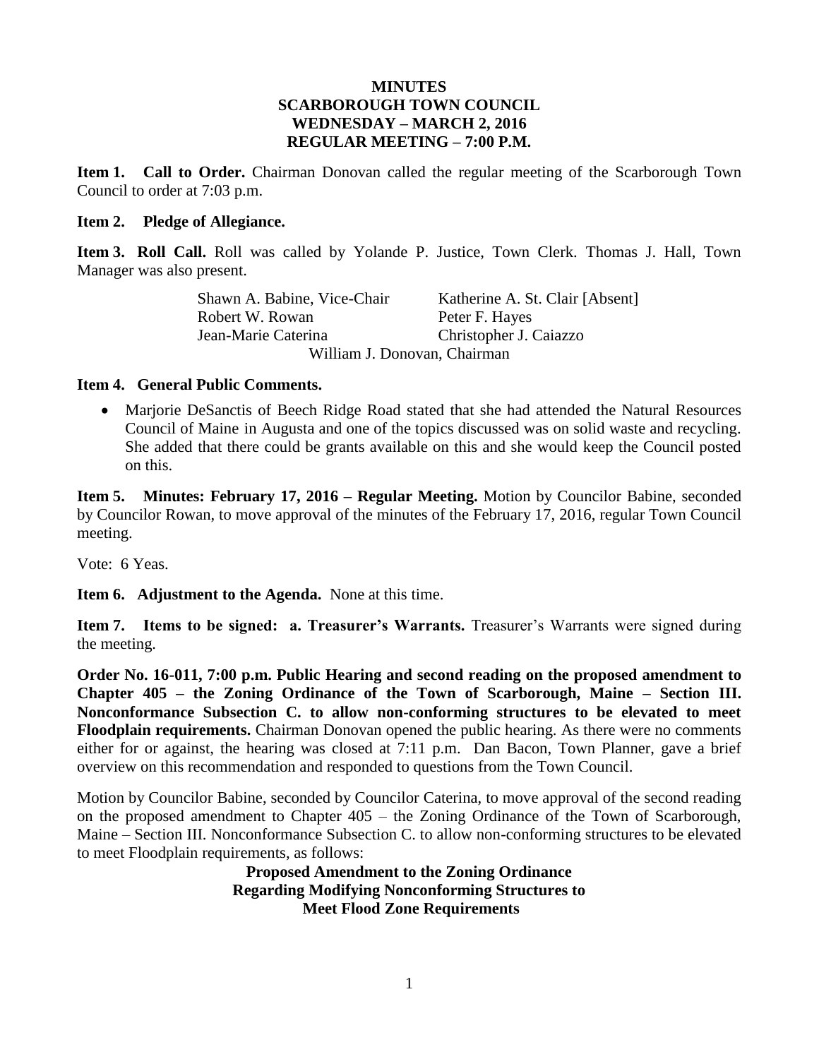# MINUTES
# SCARBOROUGH TOWN COUNCIL
## WEDNESDAY – MARCH 2, 2016
## REGULAR MEETING – 7:00 P.M.

**Item 1. Call to Order.** Chairman Donovan called the regular meeting of the Scarborough Town Council to order at 7:03 p.m.

**Item 2. Pledge of Allegiance.**

**Item 3. Roll Call.** Roll was called by Yolande P. Justice, Town Clerk. Thomas J. Hall, Town Manager was also present.

| | |
|---|---|
| Shawn A. Babine, Vice-Chair | Katherine A. St. Clair [Absent] |
| Robert W. Rowan | Peter F. Hayes |
| Jean-Marie Caterina | Christopher J. Caiazzo |

William J. Donovan, Chairman

**Item 4. General Public Comments.**

- Marjorie DeSanctis of Beech Ridge Road stated that she had attended the Natural Resources Council of Maine in Augusta and one of the topics discussed was on solid waste and recycling. She added that there could be grants available on this and she would keep the Council posted on this.

**Item 5. Minutes: February 17, 2016 – Regular Meeting.** Motion by Councilor Babine, seconded by Councilor Rowan, to move approval of the minutes of the February 17, 2016, regular Town Council meeting.

Vote: 6 Yeas.

**Item 6. Adjustment to the Agenda.** None at this time.

**Item 7. Items to be signed: a. Treasurer's Warrants.** Treasurer's Warrants were signed during the meeting.

**Order No. 16-011, 7:00 p.m. Public Hearing and second reading on the proposed amendment to Chapter 405 – the Zoning Ordinance of the Town of Scarborough, Maine – Section III. Nonconformance Subsection C. to allow non-conforming structures to be elevated to meet Floodplain requirements.** Chairman Donovan opened the public hearing. As there were no comments either for or against, the hearing was closed at 7:11 p.m. Dan Bacon, Town Planner, gave a brief overview on this recommendation and responded to questions from the Town Council.

Motion by Councilor Babine, seconded by Councilor Caterina, to move approval of the second reading on the proposed amendment to Chapter 405 – the Zoning Ordinance of the Town of Scarborough, Maine – Section III. Nonconformance Subsection C. to allow non-conforming structures to be elevated to meet Floodplain requirements, as follows:

**Proposed Amendment to the Zoning Ordinance**
**Regarding Modifying Nonconforming Structures to**
**Meet Flood Zone Requirements**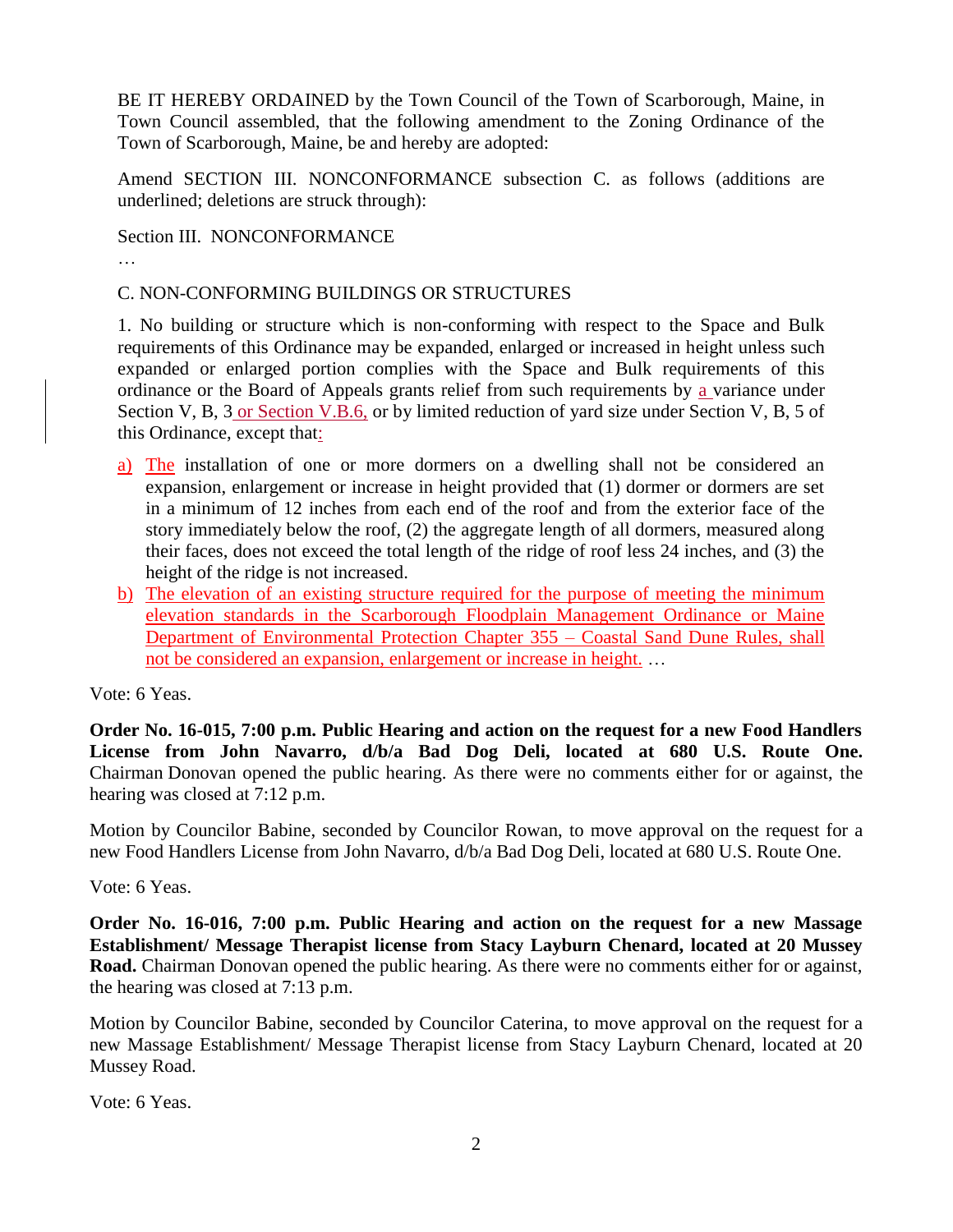BE IT HEREBY ORDAINED by the Town Council of the Town of Scarborough, Maine, in Town Council assembled, that the following amendment to the Zoning Ordinance of the Town of Scarborough, Maine, be and hereby are adopted:

Amend SECTION III. NONCONFORMANCE subsection C. as follows (additions are underlined; deletions are struck through):

Section III. NONCONFORMANCE

…

C. NON-CONFORMING BUILDINGS OR STRUCTURES

1. No building or structure which is non-conforming with respect to the Space and Bulk requirements of this Ordinance may be expanded, enlarged or increased in height unless such expanded or enlarged portion complies with the Space and Bulk requirements of this ordinance or the Board of Appeals grants relief from such requirements by <u>a</u> variance under Section V, B, 3<u> or Section V.B.6,</u> or by limited reduction of yard size under Section V, B, 5 of this Ordinance, except that<u>:</u>

<u>a)</u> <u>The</u> installation of one or more dormers on a dwelling shall not be considered an expansion, enlargement or increase in height provided that (1) dormer or dormers are set in a minimum of 12 inches from each end of the roof and from the exterior face of the story immediately below the roof, (2) the aggregate length of all dormers, measured along their faces, does not exceed the total length of the ridge of roof less 24 inches, and (3) the height of the ridge is not increased.

<u>b)</u> <u>The elevation of an existing structure required for the purpose of meeting the minimum elevation standards in the Scarborough Floodplain Management Ordinance or Maine Department of Environmental Protection Chapter 355 – Coastal Sand Dune Rules, shall not be considered an expansion, enlargement or increase in height.</u> …

Vote: 6 Yeas.

**Order No. 16-015, 7:00 p.m. Public Hearing and action on the request for a new Food Handlers License from John Navarro, d/b/a Bad Dog Deli, located at 680 U.S. Route One.** Chairman Donovan opened the public hearing. As there were no comments either for or against, the hearing was closed at 7:12 p.m.

Motion by Councilor Babine, seconded by Councilor Rowan, to move approval on the request for a new Food Handlers License from John Navarro, d/b/a Bad Dog Deli, located at 680 U.S. Route One.

Vote: 6 Yeas.

**Order No. 16-016, 7:00 p.m. Public Hearing and action on the request for a new Massage Establishment/ Message Therapist license from Stacy Layburn Chenard, located at 20 Mussey Road.** Chairman Donovan opened the public hearing. As there were no comments either for or against, the hearing was closed at 7:13 p.m.

Motion by Councilor Babine, seconded by Councilor Caterina, to move approval on the request for a new Massage Establishment/ Message Therapist license from Stacy Layburn Chenard, located at 20 Mussey Road.

Vote: 6 Yeas.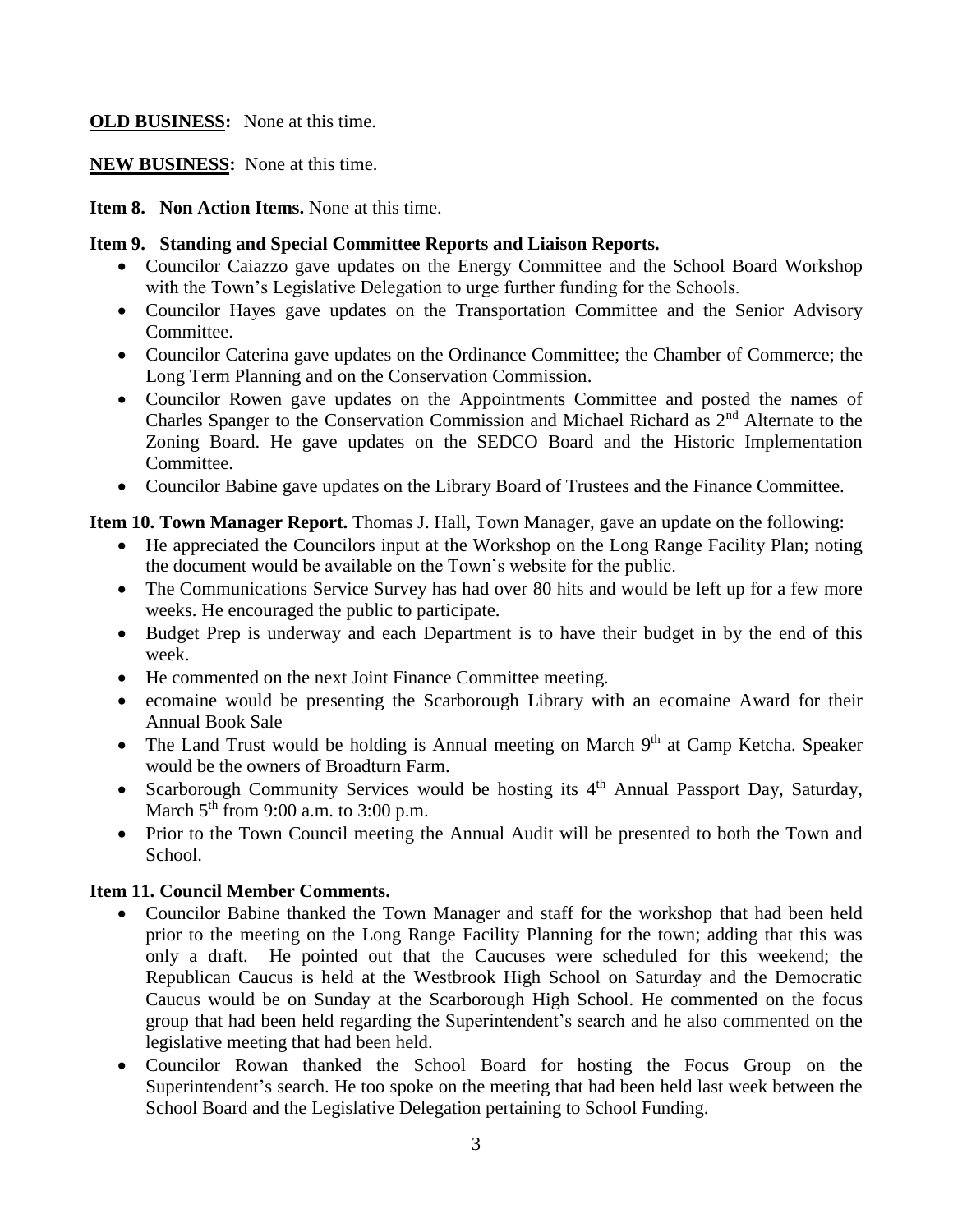**OLD BUSINESS:** None at this time.

**NEW BUSINESS:** None at this time.

**Item 8. Non Action Items.** None at this time.

**Item 9. Standing and Special Committee Reports and Liaison Reports.**

- Councilor Caiazzo gave updates on the Energy Committee and the School Board Workshop with the Town's Legislative Delegation to urge further funding for the Schools.
- Councilor Hayes gave updates on the Transportation Committee and the Senior Advisory Committee.
- Councilor Caterina gave updates on the Ordinance Committee; the Chamber of Commerce; the Long Term Planning and on the Conservation Commission.
- Councilor Rowen gave updates on the Appointments Committee and posted the names of Charles Spanger to the Conservation Commission and Michael Richard as 2nd Alternate to the Zoning Board. He gave updates on the SEDCO Board and the Historic Implementation Committee.
- Councilor Babine gave updates on the Library Board of Trustees and the Finance Committee.

**Item 10. Town Manager Report.** Thomas J. Hall, Town Manager, gave an update on the following:

- He appreciated the Councilors input at the Workshop on the Long Range Facility Plan; noting the document would be available on the Town's website for the public.
- The Communications Service Survey has had over 80 hits and would be left up for a few more weeks. He encouraged the public to participate.
- Budget Prep is underway and each Department is to have their budget in by the end of this week.
- He commented on the next Joint Finance Committee meeting.
- ecomaine would be presenting the Scarborough Library with an ecomaine Award for their Annual Book Sale
- The Land Trust would be holding is Annual meeting on March 9th at Camp Ketcha. Speaker would be the owners of Broadturn Farm.
- Scarborough Community Services would be hosting its 4th Annual Passport Day, Saturday, March 5th from 9:00 a.m. to 3:00 p.m.
- Prior to the Town Council meeting the Annual Audit will be presented to both the Town and School.

**Item 11. Council Member Comments.**

- Councilor Babine thanked the Town Manager and staff for the workshop that had been held prior to the meeting on the Long Range Facility Planning for the town; adding that this was only a draft. He pointed out that the Caucuses were scheduled for this weekend; the Republican Caucus is held at the Westbrook High School on Saturday and the Democratic Caucus would be on Sunday at the Scarborough High School. He commented on the focus group that had been held regarding the Superintendent's search and he also commented on the legislative meeting that had been held.
- Councilor Rowan thanked the School Board for hosting the Focus Group on the Superintendent's search. He too spoke on the meeting that had been held last week between the School Board and the Legislative Delegation pertaining to School Funding.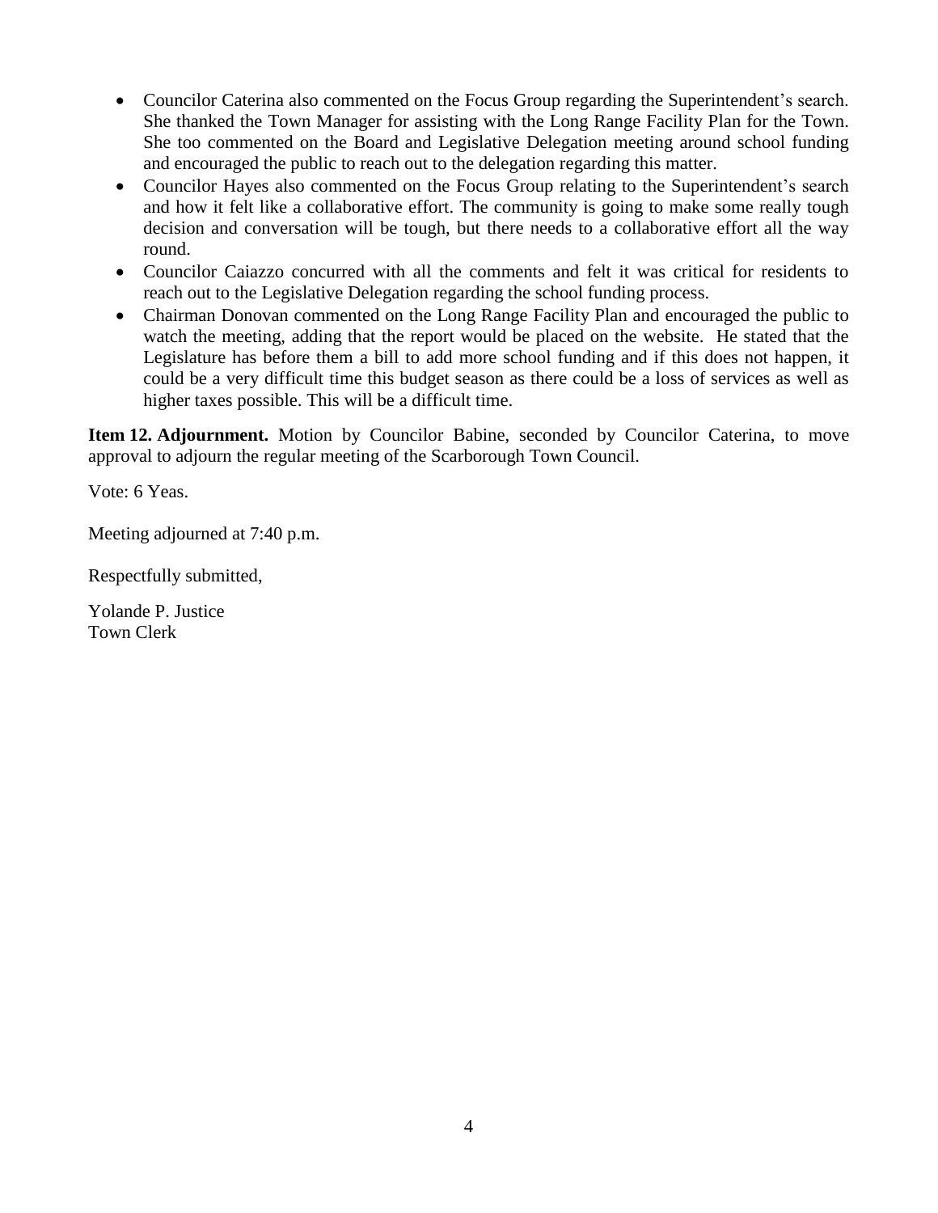- Councilor Caterina also commented on the Focus Group regarding the Superintendent's search. She thanked the Town Manager for assisting with the Long Range Facility Plan for the Town. She too commented on the Board and Legislative Delegation meeting around school funding and encouraged the public to reach out to the delegation regarding this matter.
- Councilor Hayes also commented on the Focus Group relating to the Superintendent's search and how it felt like a collaborative effort. The community is going to make some really tough decision and conversation will be tough, but there needs to a collaborative effort all the way round.
- Councilor Caiazzo concurred with all the comments and felt it was critical for residents to reach out to the Legislative Delegation regarding the school funding process.
- Chairman Donovan commented on the Long Range Facility Plan and encouraged the public to watch the meeting, adding that the report would be placed on the website. He stated that the Legislature has before them a bill to add more school funding and if this does not happen, it could be a very difficult time this budget season as there could be a loss of services as well as higher taxes possible. This will be a difficult time.

**Item 12. Adjournment.** Motion by Councilor Babine, seconded by Councilor Caterina, to move approval to adjourn the regular meeting of the Scarborough Town Council.

Vote: 6 Yeas.

Meeting adjourned at 7:40 p.m.

Respectfully submitted,

Yolande P. Justice
Town Clerk